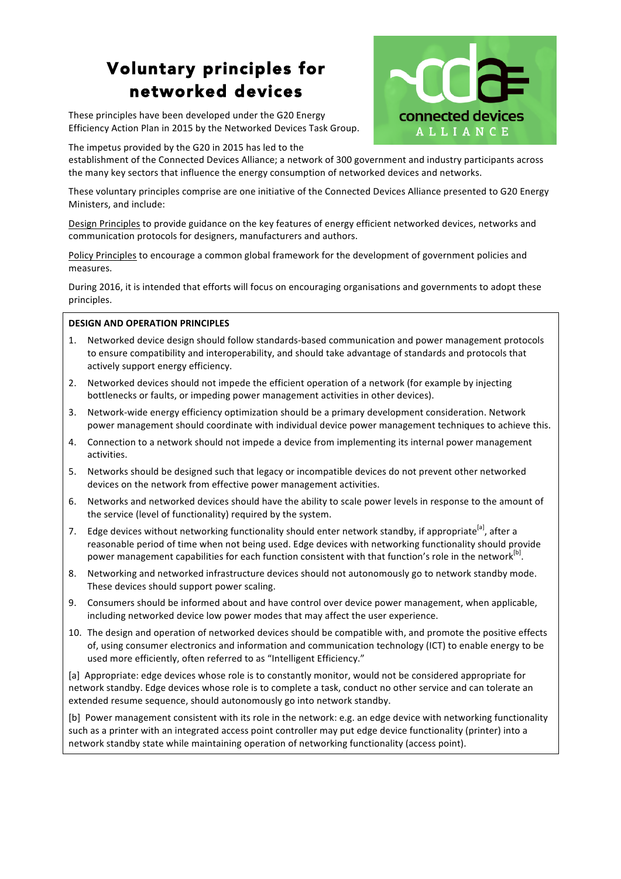# Voluntary principles for networked devices

These principles have been developed under the G20 Energy Efficiency Action Plan in 2015 by the Networked Devices Task Group.

connected devices ALLIANCE

The impetus provided by the G20 in 2015 has led to the establishment of the Connected Devices Alliance; a network of 300 government and industry participants across the many key sectors that influence the energy consumption of networked devices and networks.

These voluntary principles comprise are one initiative of the Connected Devices Alliance presented to G20 Energy Ministers, and include:

Design Principles to provide guidance on the key features of energy efficient networked devices, networks and communication protocols for designers, manufacturers and authors.

Policy Principles to encourage a common global framework for the development of government policies and measures.

During 2016, it is intended that efforts will focus on encouraging organisations and governments to adopt these principles.

**DESIGN AND OPERATION PRINCIPLES**

1. Networked device design should follow standards-based communication and power management protocols to ensure compatibility and interoperability, and should take advantage of standards and protocols that actively support energy efficiency.
2. Networked devices should not impede the efficient operation of a network (for example by injecting bottlenecks or faults, or impeding power management activities in other devices).
3. Network-wide energy efficiency optimization should be a primary development consideration. Network power management should coordinate with individual device power management techniques to achieve this.
4. Connection to a network should not impede a device from implementing its internal power management activities.
5. Networks should be designed such that legacy or incompatible devices do not prevent other networked devices on the network from effective power management activities.
6. Networks and networked devices should have the ability to scale power levels in response to the amount of the service (level of functionality) required by the system.
7. Edge devices without networking functionality should enter network standby, if appropriate[a], after a reasonable period of time when not being used. Edge devices with networking functionality should provide power management capabilities for each function consistent with that function's role in the network[b].
8. Networking and networked infrastructure devices should not autonomously go to network standby mode. These devices should support power scaling.
9. Consumers should be informed about and have control over device power management, when applicable, including networked device low power modes that may affect the user experience.
10. The design and operation of networked devices should be compatible with, and promote the positive effects of, using consumer electronics and information and communication technology (ICT) to enable energy to be used more efficiently, often referred to as "Intelligent Efficiency."

[a] Appropriate: edge devices whose role is to constantly monitor, would not be considered appropriate for network standby. Edge devices whose role is to complete a task, conduct no other service and can tolerate an extended resume sequence, should autonomously go into network standby.

[b] Power management consistent with its role in the network: e.g. an edge device with networking functionality such as a printer with an integrated access point controller may put edge device functionality (printer) into a network standby state while maintaining operation of networking functionality (access point).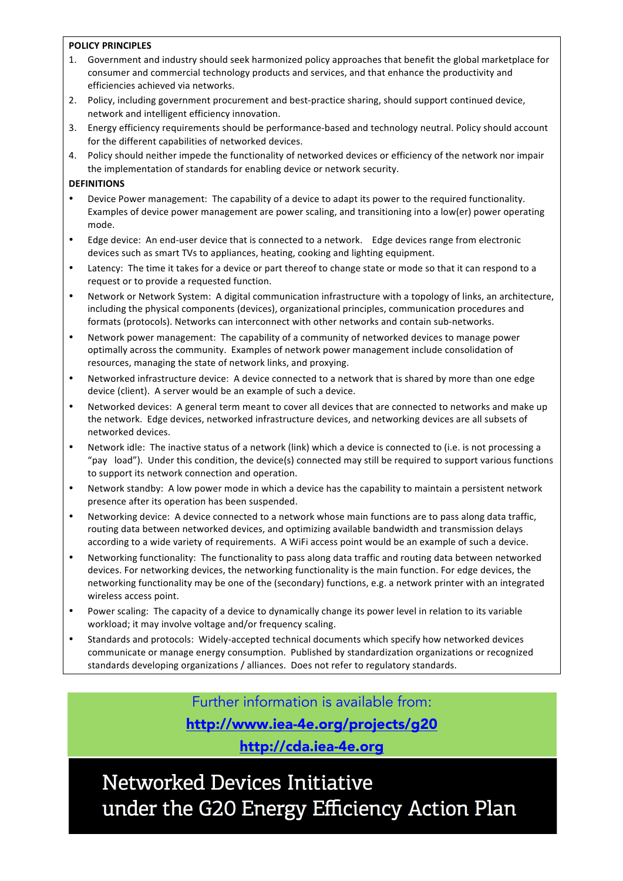## POLICY PRINCIPLES

1. Government and industry should seek harmonized policy approaches that benefit the global marketplace for consumer and commercial technology products and services, and that enhance the productivity and efficiencies achieved via networks.
2. Policy, including government procurement and best-practice sharing, should support continued device, network and intelligent efficiency innovation.
3. Energy efficiency requirements should be performance-based and technology neutral. Policy should account for the different capabilities of networked devices.
4. Policy should neither impede the functionality of networked devices or efficiency of the network nor impair the implementation of standards for enabling device or network security.

## DEFINITIONS

- Device Power management: The capability of a device to adapt its power to the required functionality. Examples of device power management are power scaling, and transitioning into a low(er) power operating mode.
- Edge device: An end-user device that is connected to a network. Edge devices range from electronic devices such as smart TVs to appliances, heating, cooking and lighting equipment.
- Latency: The time it takes for a device or part thereof to change state or mode so that it can respond to a request or to provide a requested function.
- Network or Network System: A digital communication infrastructure with a topology of links, an architecture, including the physical components (devices), organizational principles, communication procedures and formats (protocols). Networks can interconnect with other networks and contain sub-networks.
- Network power management: The capability of a community of networked devices to manage power optimally across the community. Examples of network power management include consolidation of resources, managing the state of network links, and proxying.
- Networked infrastructure device: A device connected to a network that is shared by more than one edge device (client). A server would be an example of such a device.
- Networked devices: A general term meant to cover all devices that are connected to networks and make up the network. Edge devices, networked infrastructure devices, and networking devices are all subsets of networked devices.
- Network idle: The inactive status of a network (link) which a device is connected to (i.e. is not processing a "pay load"). Under this condition, the device(s) connected may still be required to support various functions to support its network connection and operation.
- Network standby: A low power mode in which a device has the capability to maintain a persistent network presence after its operation has been suspended.
- Networking device: A device connected to a network whose main functions are to pass along data traffic, routing data between networked devices, and optimizing available bandwidth and transmission delays according to a wide variety of requirements. A WiFi access point would be an example of such a device.
- Networking functionality: The functionality to pass along data traffic and routing data between networked devices. For networking devices, the networking functionality is the main function. For edge devices, the networking functionality may be one of the (secondary) functions, e.g. a network printer with an integrated wireless access point.
- Power scaling: The capacity of a device to dynamically change its power level in relation to its variable workload; it may involve voltage and/or frequency scaling.
- Standards and protocols: Widely-accepted technical documents which specify how networked devices communicate or manage energy consumption. Published by standardization organizations or recognized standards developing organizations / alliances. Does not refer to regulatory standards.

Further information is available from:

**http://www.iea-4e.org/projects/g20**

**http://cda.iea-4e.org**

# Networked Devices Initiative under the G20 Energy Efficiency Action Plan